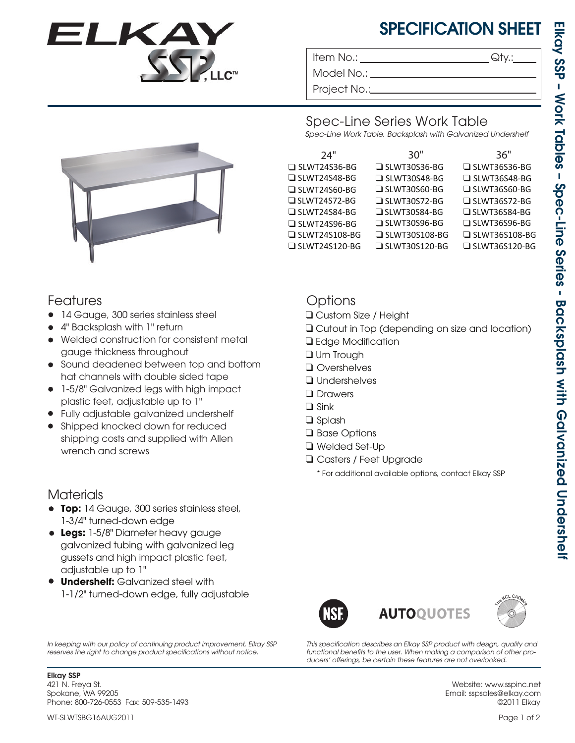# SPECIFICATION SHEET

Item No.: ______________________ Qty.: ______

Model No.: ______________________

Project No.: ______________________

Elkay SSP – Work Tables – Spec-Line Series - Backsplash with Galvanized Undershelf

## Spec-Line Series Work Table

*Spec-Line Work Table, Backsplash with Galvanized Undershelf*

| 24" | 30" | 36" |
|---|---|---|
| ❑ SLWT24S36-BG | ❑ SLWT30S36-BG | ❑ SLWT36S36-BG |
| ❑ SLWT24S48-BG | ❑ SLWT30S48-BG | ❑ SLWT36S48-BG |
| ❑ SLWT24S60-BG | ❑ SLWT30S60-BG | ❑ SLWT36S60-BG |
| ❑ SLWT24S72-BG | ❑ SLWT30S72-BG | ❑ SLWT36S72-BG |
| ❑ SLWT24S84-BG | ❑ SLWT30S84-BG | ❑ SLWT36S84-BG |
| ❑ SLWT24S96-BG | ❑ SLWT30S96-BG | ❑ SLWT36S96-BG |
| ❑ SLWT24S108-BG | ❑ SLWT30S108-BG | ❑ SLWT36S108-BG |
| ❑ SLWT24S120-BG | ❑ SLWT30S120-BG | ❑ SLWT36S120-BG |

## Features

- 14 Gauge, 300 series stainless steel
- 4" Backsplash with 1" return
- Welded construction for consistent metal gauge thickness throughout
- Sound deadened between top and bottom hat channels with double sided tape
- 1-5/8" Galvanized legs with high impact plastic feet, adjustable up to 1"
- Fully adjustable galvanized undershelf
- Shipped knocked down for reduced shipping costs and supplied with Allen wrench and screws

## Materials

- **Top:** 14 Gauge, 300 series stainless steel, 1-3/4" turned-down edge
- **Legs:** 1-5/8" Diameter heavy gauge galvanized tubing with galvanized leg gussets and high impact plastic feet, adjustable up to 1"
- **Undershelf:** Galvanized steel with 1-1/2" turned-down edge, fully adjustable

## Options

- ❑ Custom Size / Height
- ❑ Cutout in Top (depending on size and location)
- ❑ Edge Modification
- ❑ Urn Trough
- ❑ Overshelves
- ❑ Undershelves
- ❑ Drawers
- ❑ Sink
- ❑ Splash
- ❑ Base Options
- ❑ Welded Set-Up
- ❑ Casters / Feet Upgrade

\* For additional available options, contact Elkay SSP

*In keeping with our policy of continuing product improvement, Elkay SSP reserves the right to change product specifications without notice.*

*This specification describes an Elkay SSP product with design, quality and functional benefits to the user. When making a comparison of other producers' offerings, be certain these features are not overlooked.*

**Elkay SSP**
421 N. Freya St.
Spokane, WA 99205
Phone: 800-726-0553 Fax: 509-535-1493

Website: www.sspinc.net
Email: sspsales@elkay.com
©2011 Elkay

WT-SLWTSBG16AUG2011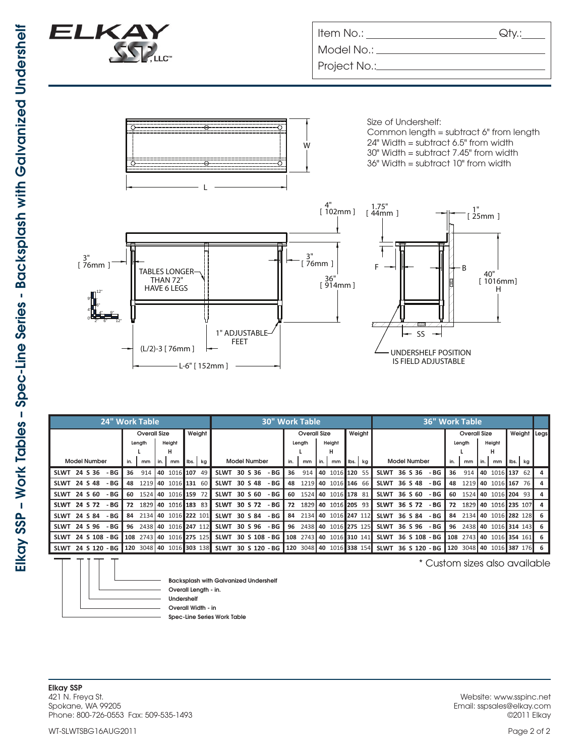ELKAY SSP, LLC™

Item No.: ______________________ Qty.: ____

Model No.: ______________________

Project No.: ______________________

Size of Undershelf:
Common length = subtract 6" from length
24" Width = subtract 6.5" from width
30" Width = subtract 7.45" from width
36" Width = subtract 10" from width

W

L

4" [ 102mm ]

1.75" [ 44mm ]

1" [ 25mm ]

3" [ 76mm ]

TABLES LONGER THAN 72" HAVE 6 LEGS

3" [ 76mm ]

36" [ 914mm ]

F

B

40" [ 1016mm] H

1" ADJUSTABLE FEET

(L/2)-3 [ 76mm ]

L-6" [ 152mm ]

SS

UNDERSHELF POSITION IS FIELD ADJUSTABLE

| 24" Work Table | | | | | | | 30" Work Table | | | | | | | 36" Work Table | | | | | | | |
|---|---|---|---|---|---|---|---|---|---|---|---|---|---|---|---|---|---|---|---|---|---|
| | Overall Size | | | | Weight | | | Overall Size | | | | Weight | | | Overall Size | | | | Weight | | Legs |
| | Length L | | Height H | | | | | Length L | | Height H | | | | | Length L | | Height H | | | | |
| Model Number | in. | mm | in. | mm | lbs. | kg | Model Number | in. | mm | in. | mm | lbs. | kg | Model Number | in. | mm | in. | mm | lbs. | kg | |
| SLWT 24 S 36 - BG | 36 | 914 | 40 | 1016 | 107 | 49 | SLWT 30 S 36 - BG | 36 | 914 | 40 | 1016 | 120 | 55 | SLWT 36 S 36 - BG | 36 | 914 | 40 | 1016 | 137 | 62 | 4 |
| SLWT 24 S 48 - BG | 48 | 1219 | 40 | 1016 | 131 | 60 | SLWT 30 S 48 - BG | 48 | 1219 | 40 | 1016 | 146 | 66 | SLWT 36 S 48 - BG | 48 | 1219 | 40 | 1016 | 167 | 76 | 4 |
| SLWT 24 S 60 - BG | 60 | 1524 | 40 | 1016 | 159 | 72 | SLWT 30 S 60 - BG | 60 | 1524 | 40 | 1016 | 178 | 81 | SLWT 36 S 60 - BG | 60 | 1524 | 40 | 1016 | 204 | 93 | 4 |
| SLWT 24 S 72 - BG | 72 | 1829 | 40 | 1016 | 183 | 83 | SLWT 30 S 72 - BG | 72 | 1829 | 40 | 1016 | 205 | 93 | SLWT 36 S 72 - BG | 72 | 1829 | 40 | 1016 | 235 | 107 | 4 |
| SLWT 24 S 84 - BG | 84 | 2134 | 40 | 1016 | 222 | 101 | SLWT 30 S 84 - BG | 84 | 2134 | 40 | 1016 | 247 | 112 | SLWT 36 S 84 - BG | 84 | 2134 | 40 | 1016 | 282 | 128 | 6 |
| SLWT 24 S 96 - BG | 96 | 2438 | 40 | 1016 | 247 | 112 | SLWT 30 S 96 - BG | 96 | 2438 | 40 | 1016 | 275 | 125 | SLWT 36 S 96 - BG | 96 | 2438 | 40 | 1016 | 314 | 143 | 6 |
| SLWT 24 S 108 - BG | 108 | 2743 | 40 | 1016 | 275 | 125 | SLWT 30 S 108 - BG | 108 | 2743 | 40 | 1016 | 310 | 141 | SLWT 36 S 108 - BG | 108 | 2743 | 40 | 1016 | 354 | 161 | 6 |
| SLWT 24 S 120 - BG | 120 | 3048 | 40 | 1016 | 303 | 138 | SLWT 30 S 120 - BG | 120 | 3048 | 40 | 1016 | 338 | 154 | SLWT 36 S 120 - BG | 120 | 3048 | 40 | 1016 | 387 | 176 | 6 |

\* Custom sizes also available

- Backsplash with Galvanized Undershelf
- Overall Length - in.
- Undershelf
- Overall Width - in
- Spec-Line Series Work Table

**Elkay SSP**
421 N. Freya St.
Spokane, WA 99205
Phone: 800-726-0553 Fax: 509-535-1493

Website: www.sspinc.net
Email: sspsales@elkay.com
©2011 Elkay

WT-SLWTSBG16AUG2011